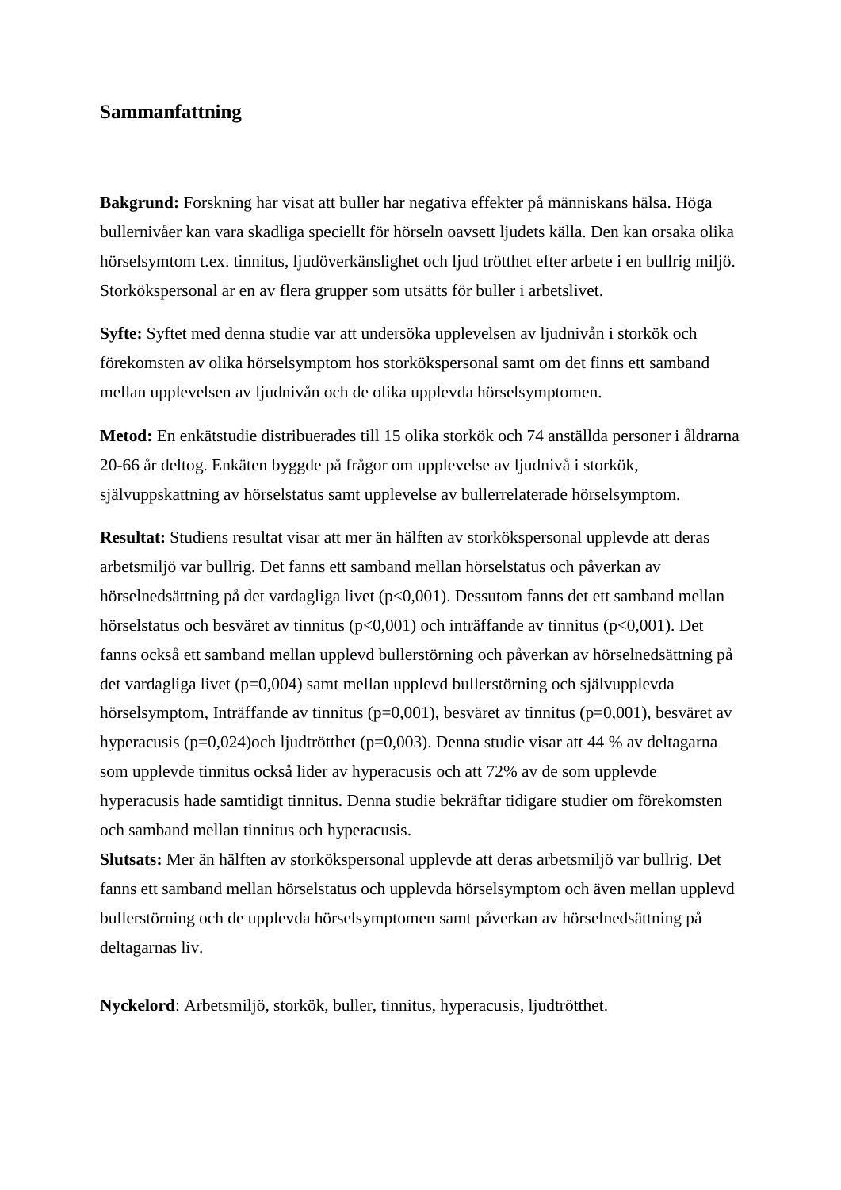## Sammanfattning

**Bakgrund:** Forskning har visat att buller har negativa effekter på människans hälsa. Höga bullernivåer kan vara skadliga speciellt för hörseln oavsett ljudets källa. Den kan orsaka olika hörselsymtom t.ex. tinnitus, ljudöverkänslighet och ljud trötthet efter arbete i en bullrig miljö. Storkökspersonal är en av flera grupper som utsätts för buller i arbetslivet.

**Syfte:** Syftet med denna studie var att undersöka upplevelsen av ljudnivån i storkök och förekomsten av olika hörselsymptom hos storkökspersonal samt om det finns ett samband mellan upplevelsen av ljudnivån och de olika upplevda hörselsymptomen.

**Metod:** En enkätstudie distribuerades till 15 olika storkök och 74 anställda personer i åldrarna 20-66 år deltog. Enkäten byggde på frågor om upplevelse av ljudnivå i storkök, självuppskattning av hörselstatus samt upplevelse av bullerrelaterade hörselsymptom.

**Resultat:** Studiens resultat visar att mer än hälften av storkökspersonal upplevde att deras arbetsmiljö var bullrig. Det fanns ett samband mellan hörselstatus och påverkan av hörselnedsättning på det vardagliga livet ($p<0,001$). Dessutom fanns det ett samband mellan hörselstatus och besväret av tinnitus ($p<0,001$) och inträffande av tinnitus ($p<0,001$). Det fanns också ett samband mellan upplevd bullerstörning och påverkan av hörselnedsättning på det vardagliga livet ($p=0,004$) samt mellan upplevd bullerstörning och självupplevda hörselsymptom, Inträffande av tinnitus ($p=0,001$), besväret av tinnitus ($p=0,001$), besväret av hyperacusis ($p=0,024$)och ljudtrötthet ($p=0,003$). Denna studie visar att 44 % av deltagarna som upplevde tinnitus också lider av hyperacusis och att 72% av de som upplevde hyperacusis hade samtidigt tinnitus. Denna studie bekräftar tidigare studier om förekomsten och samband mellan tinnitus och hyperacusis.

**Slutsats:** Mer än hälften av storkökspersonal upplevde att deras arbetsmiljö var bullrig. Det fanns ett samband mellan hörselstatus och upplevda hörselsymptom och även mellan upplevd bullerstörning och de upplevda hörselsymptomen samt påverkan av hörselnedsättning på deltagarnas liv.

**Nyckelord**: Arbetsmiljö, storkök, buller, tinnitus, hyperacusis, ljudtrötthet.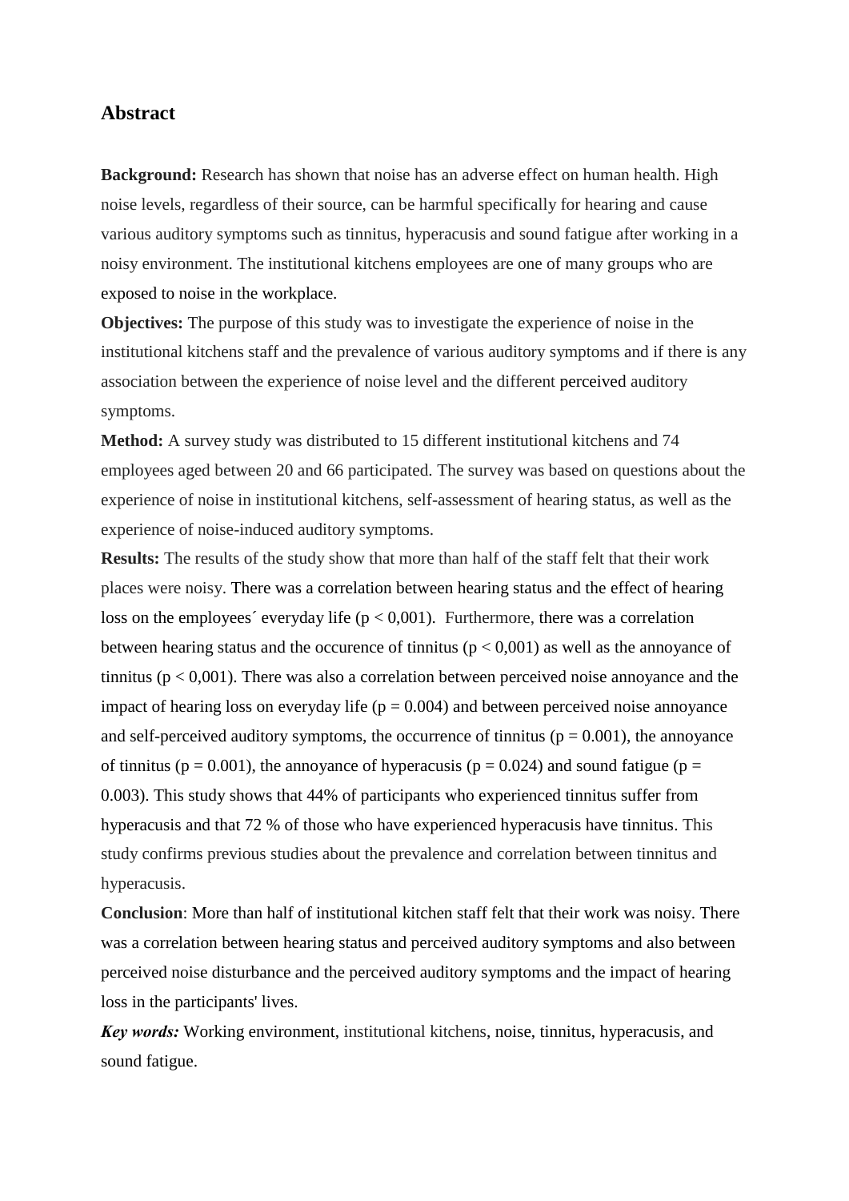## Abstract

**Background:** Research has shown that noise has an adverse effect on human health. High noise levels, regardless of their source, can be harmful specifically for hearing and cause various auditory symptoms such as tinnitus, hyperacusis and sound fatigue after working in a noisy environment. The institutional kitchens employees are one of many groups who are exposed to noise in the workplace.

**Objectives:** The purpose of this study was to investigate the experience of noise in the institutional kitchens staff and the prevalence of various auditory symptoms and if there is any association between the experience of noise level and the different perceived auditory symptoms.

**Method:** A survey study was distributed to 15 different institutional kitchens and 74 employees aged between 20 and 66 participated. The survey was based on questions about the experience of noise in institutional kitchens, self-assessment of hearing status, as well as the experience of noise-induced auditory symptoms.

**Results:** The results of the study show that more than half of the staff felt that their work places were noisy. There was a correlation between hearing status and the effect of hearing loss on the employees´ everyday life ($p < 0,001$). Furthermore, there was a correlation between hearing status and the occurence of tinnitus ($p < 0,001$) as well as the annoyance of tinnitus ($p < 0,001$). There was also a correlation between perceived noise annoyance and the impact of hearing loss on everyday life ($p = 0.004$) and between perceived noise annoyance and self-perceived auditory symptoms, the occurrence of tinnitus ($p = 0.001$), the annoyance of tinnitus ($p = 0.001$), the annoyance of hyperacusis ($p = 0.024$) and sound fatigue ($p = 0.003$). This study shows that 44% of participants who experienced tinnitus suffer from hyperacusis and that 72 % of those who have experienced hyperacusis have tinnitus. This study confirms previous studies about the prevalence and correlation between tinnitus and hyperacusis.

**Conclusion**: More than half of institutional kitchen staff felt that their work was noisy. There was a correlation between hearing status and perceived auditory symptoms and also between perceived noise disturbance and the perceived auditory symptoms and the impact of hearing loss in the participants' lives.

***Key words:*** Working environment, institutional kitchens, noise, tinnitus, hyperacusis, and sound fatigue.